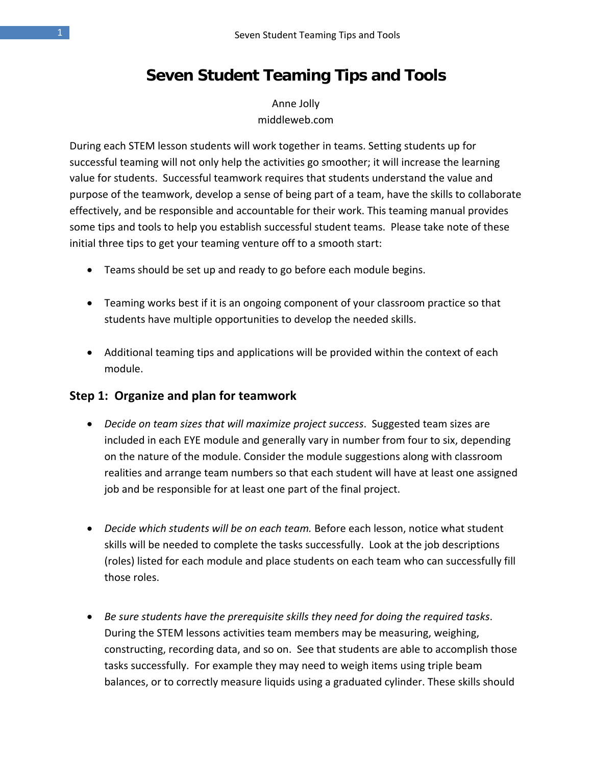# Seven Student Teaming Tips and Tools

Anne Jolly
middleweb.com

During each STEM lesson students will work together in teams. Setting students up for successful teaming will not only help the activities go smoother; it will increase the learning value for students. Successful teamwork requires that students understand the value and purpose of the teamwork, develop a sense of being part of a team, have the skills to collaborate effectively, and be responsible and accountable for their work. This teaming manual provides some tips and tools to help you establish successful student teams. Please take note of these initial three tips to get your teaming venture off to a smooth start:

- Teams should be set up and ready to go before each module begins.
- Teaming works best if it is an ongoing component of your classroom practice so that students have multiple opportunities to develop the needed skills.
- Additional teaming tips and applications will be provided within the context of each module.

## Step 1: Organize and plan for teamwork

- *Decide on team sizes that will maximize project success*. Suggested team sizes are included in each EYE module and generally vary in number from four to six, depending on the nature of the module. Consider the module suggestions along with classroom realities and arrange team numbers so that each student will have at least one assigned job and be responsible for at least one part of the final project.
- *Decide which students will be on each team.* Before each lesson, notice what student skills will be needed to complete the tasks successfully. Look at the job descriptions (roles) listed for each module and place students on each team who can successfully fill those roles.
- *Be sure students have the prerequisite skills they need for doing the required tasks*. During the STEM lessons activities team members may be measuring, weighing, constructing, recording data, and so on. See that students are able to accomplish those tasks successfully. For example they may need to weigh items using triple beam balances, or to correctly measure liquids using a graduated cylinder. These skills should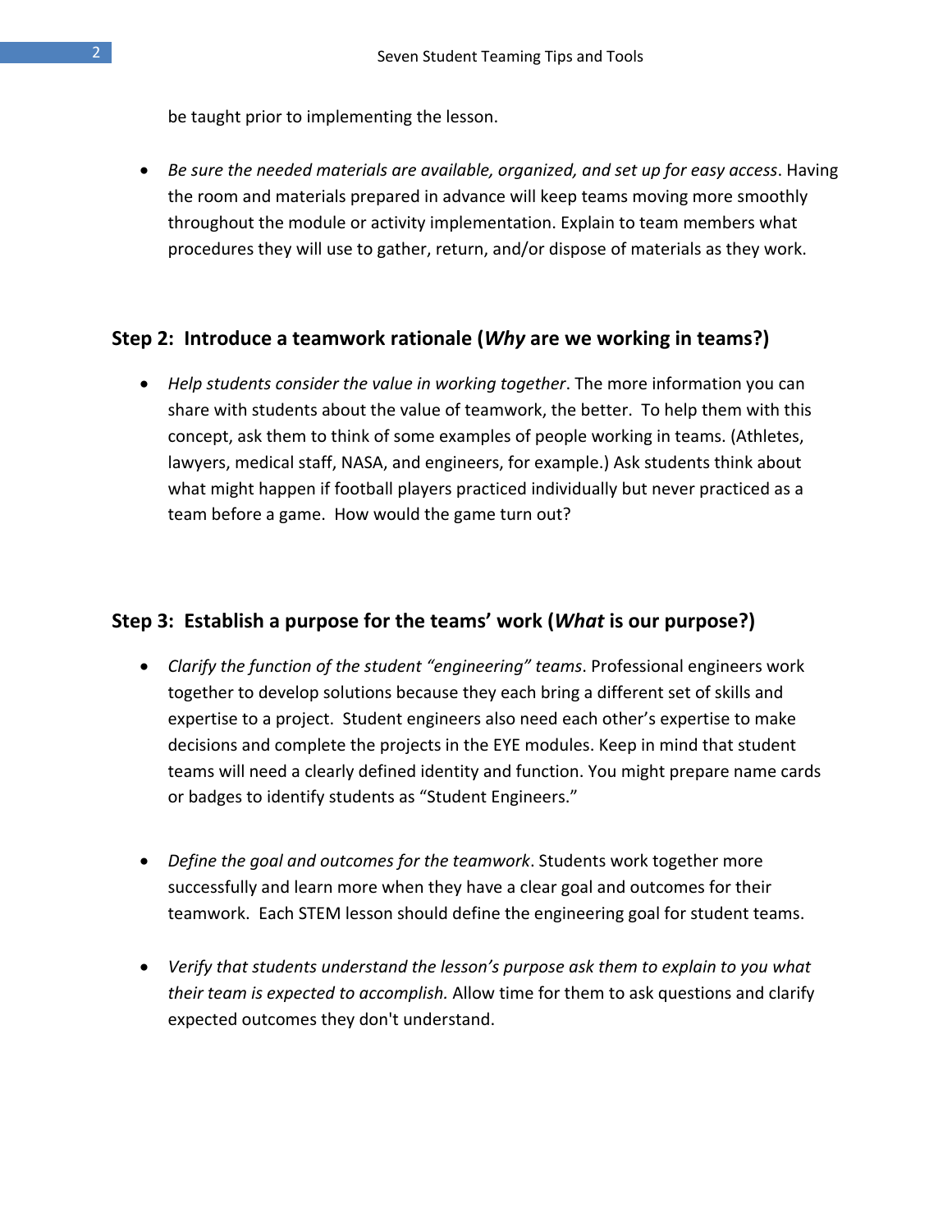be taught prior to implementing the lesson.

- *Be sure the needed materials are available, organized, and set up for easy access*. Having the room and materials prepared in advance will keep teams moving more smoothly throughout the module or activity implementation. Explain to team members what procedures they will use to gather, return, and/or dispose of materials as they work.

## Step 2: Introduce a teamwork rationale (*Why* are we working in teams?)

- *Help students consider the value in working together*. The more information you can share with students about the value of teamwork, the better. To help them with this concept, ask them to think of some examples of people working in teams. (Athletes, lawyers, medical staff, NASA, and engineers, for example.) Ask students think about what might happen if football players practiced individually but never practiced as a team before a game. How would the game turn out?

## Step 3: Establish a purpose for the teams' work (*What* is our purpose?)

- *Clarify the function of the student "engineering" teams*. Professional engineers work together to develop solutions because they each bring a different set of skills and expertise to a project. Student engineers also need each other's expertise to make decisions and complete the projects in the EYE modules. Keep in mind that student teams will need a clearly defined identity and function. You might prepare name cards or badges to identify students as "Student Engineers."

- *Define the goal and outcomes for the teamwork*. Students work together more successfully and learn more when they have a clear goal and outcomes for their teamwork. Each STEM lesson should define the engineering goal for student teams.

- *Verify that students understand the lesson's purpose ask them to explain to you what their team is expected to accomplish.* Allow time for them to ask questions and clarify expected outcomes they don't understand.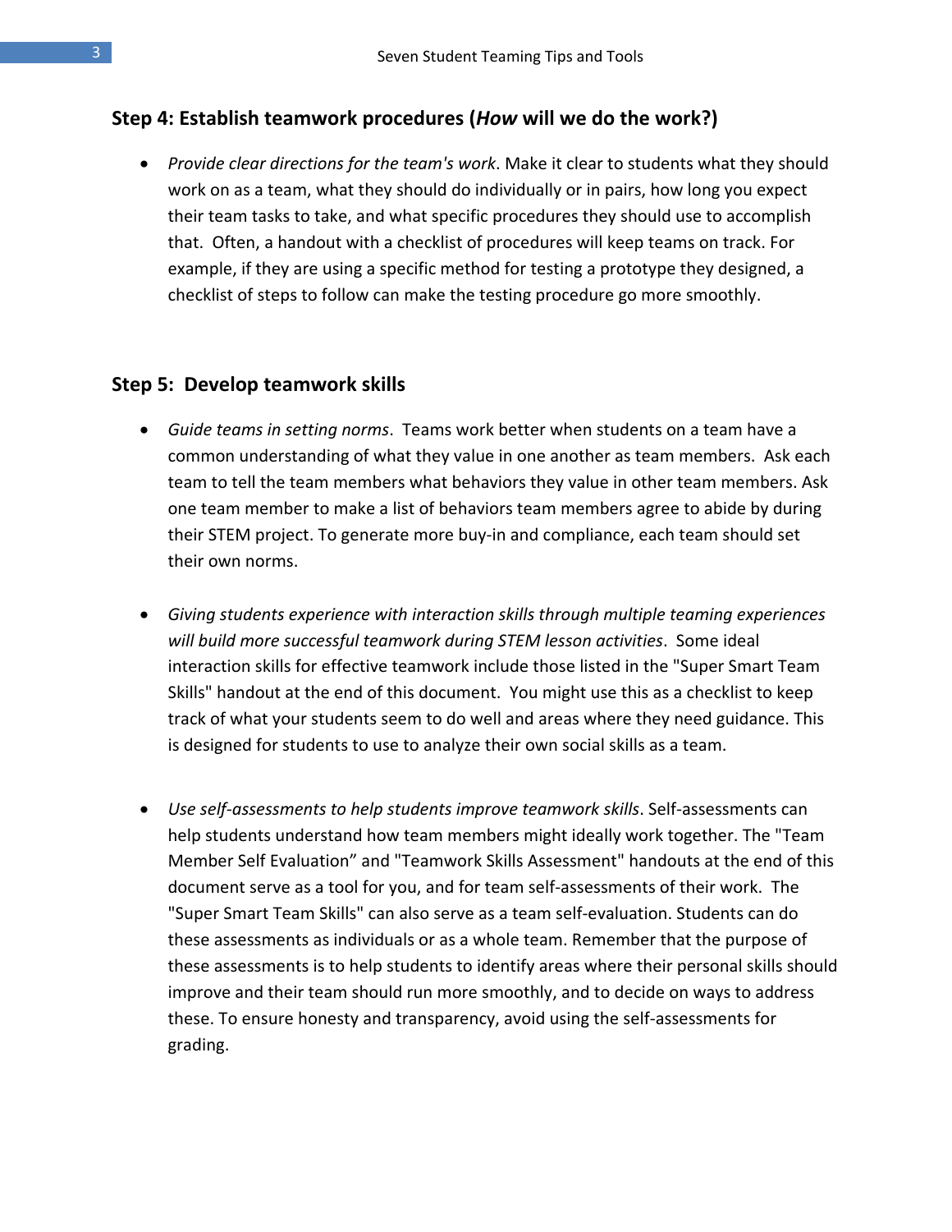### Step 4: Establish teamwork procedures (*How* will we do the work?)

- *Provide clear directions for the team's work*. Make it clear to students what they should work on as a team, what they should do individually or in pairs, how long you expect their team tasks to take, and what specific procedures they should use to accomplish that. Often, a handout with a checklist of procedures will keep teams on track. For example, if they are using a specific method for testing a prototype they designed, a checklist of steps to follow can make the testing procedure go more smoothly.

### Step 5: Develop teamwork skills

- *Guide teams in setting norms*. Teams work better when students on a team have a common understanding of what they value in one another as team members. Ask each team to tell the team members what behaviors they value in other team members. Ask one team member to make a list of behaviors team members agree to abide by during their STEM project. To generate more buy-in and compliance, each team should set their own norms.

- *Giving students experience with interaction skills through multiple teaming experiences will build more successful teamwork during STEM lesson activities*. Some ideal interaction skills for effective teamwork include those listed in the "Super Smart Team Skills" handout at the end of this document. You might use this as a checklist to keep track of what your students seem to do well and areas where they need guidance. This is designed for students to use to analyze their own social skills as a team.

- *Use self-assessments to help students improve teamwork skills*. Self-assessments can help students understand how team members might ideally work together. The "Team Member Self Evaluation" and "Teamwork Skills Assessment" handouts at the end of this document serve as a tool for you, and for team self-assessments of their work. The "Super Smart Team Skills" can also serve as a team self-evaluation. Students can do these assessments as individuals or as a whole team. Remember that the purpose of these assessments is to help students to identify areas where their personal skills should improve and their team should run more smoothly, and to decide on ways to address these. To ensure honesty and transparency, avoid using the self-assessments for grading.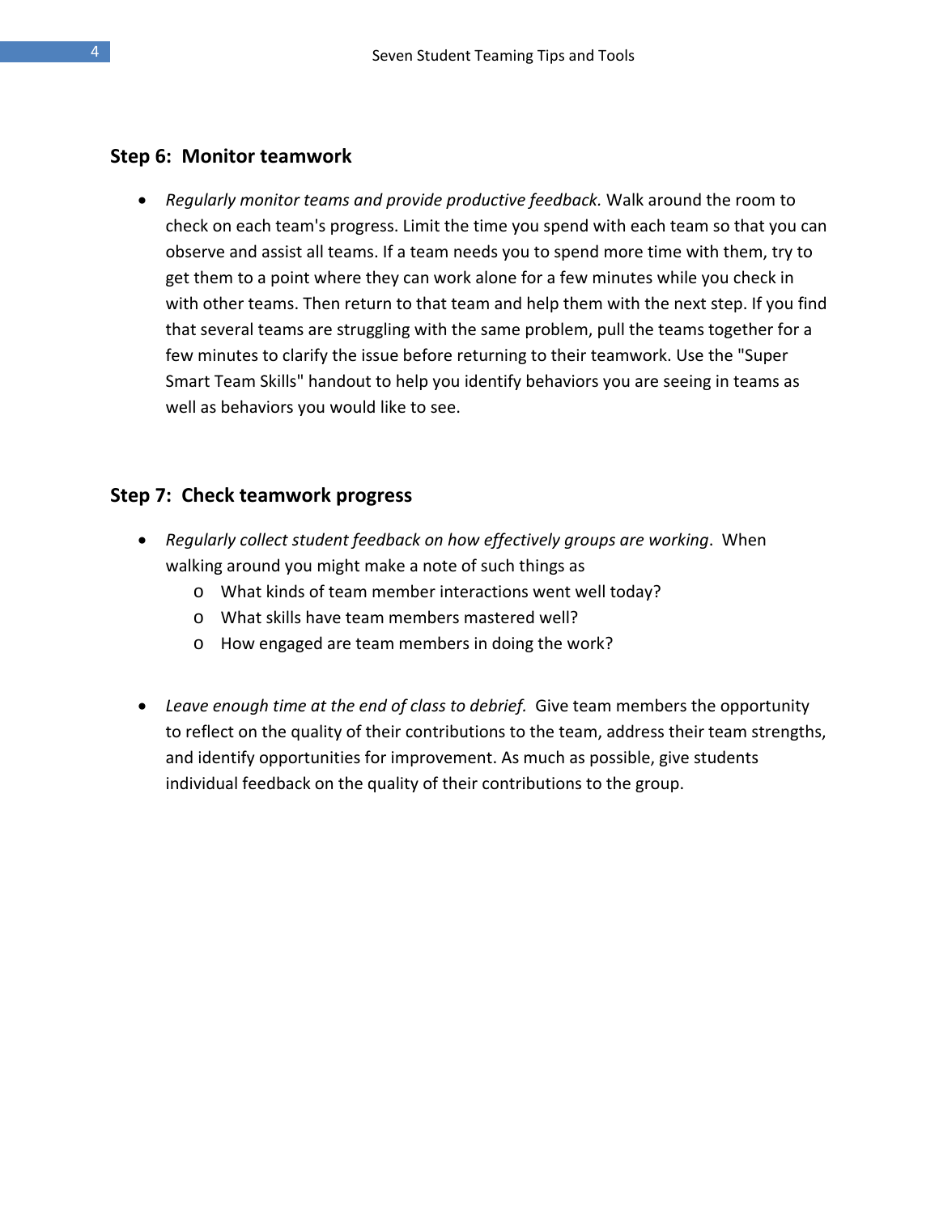## Step 6: Monitor teamwork

- *Regularly monitor teams and provide productive feedback.* Walk around the room to check on each team's progress. Limit the time you spend with each team so that you can observe and assist all teams. If a team needs you to spend more time with them, try to get them to a point where they can work alone for a few minutes while you check in with other teams. Then return to that team and help them with the next step. If you find that several teams are struggling with the same problem, pull the teams together for a few minutes to clarify the issue before returning to their teamwork. Use the "Super Smart Team Skills" handout to help you identify behaviors you are seeing in teams as well as behaviors you would like to see.

## Step 7: Check teamwork progress

- *Regularly collect student feedback on how effectively groups are working*. When walking around you might make a note of such things as
  - What kinds of team member interactions went well today?
  - What skills have team members mastered well?
  - How engaged are team members in doing the work?

- *Leave enough time at the end of class to debrief.* Give team members the opportunity to reflect on the quality of their contributions to the team, address their team strengths, and identify opportunities for improvement. As much as possible, give students individual feedback on the quality of their contributions to the group.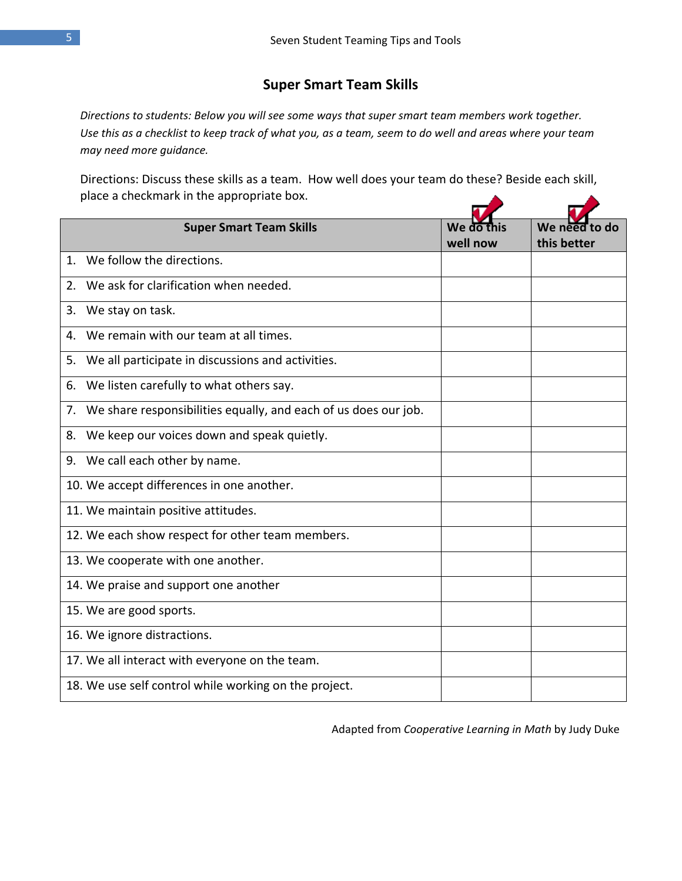## Super Smart Team Skills

*Directions to students: Below you will see some ways that super smart team members work together. Use this as a checklist to keep track of what you, as a team, seem to do well and areas where your team may need more guidance.*

Directions: Discuss these skills as a team. How well does your team do these? Beside each skill, place a checkmark in the appropriate box.

| Super Smart Team Skills | We do this well now | We need to do this better |
|---|---|---|
| 1. We follow the directions. | | |
| 2. We ask for clarification when needed. | | |
| 3. We stay on task. | | |
| 4. We remain with our team at all times. | | |
| 5. We all participate in discussions and activities. | | |
| 6. We listen carefully to what others say. | | |
| 7. We share responsibilities equally, and each of us does our job. | | |
| 8. We keep our voices down and speak quietly. | | |
| 9. We call each other by name. | | |
| 10. We accept differences in one another. | | |
| 11. We maintain positive attitudes. | | |
| 12. We each show respect for other team members. | | |
| 13. We cooperate with one another. | | |
| 14. We praise and support one another | | |
| 15. We are good sports. | | |
| 16. We ignore distractions. | | |
| 17. We all interact with everyone on the team. | | |
| 18. We use self control while working on the project. | | |

Adapted from *Cooperative Learning in Math* by Judy Duke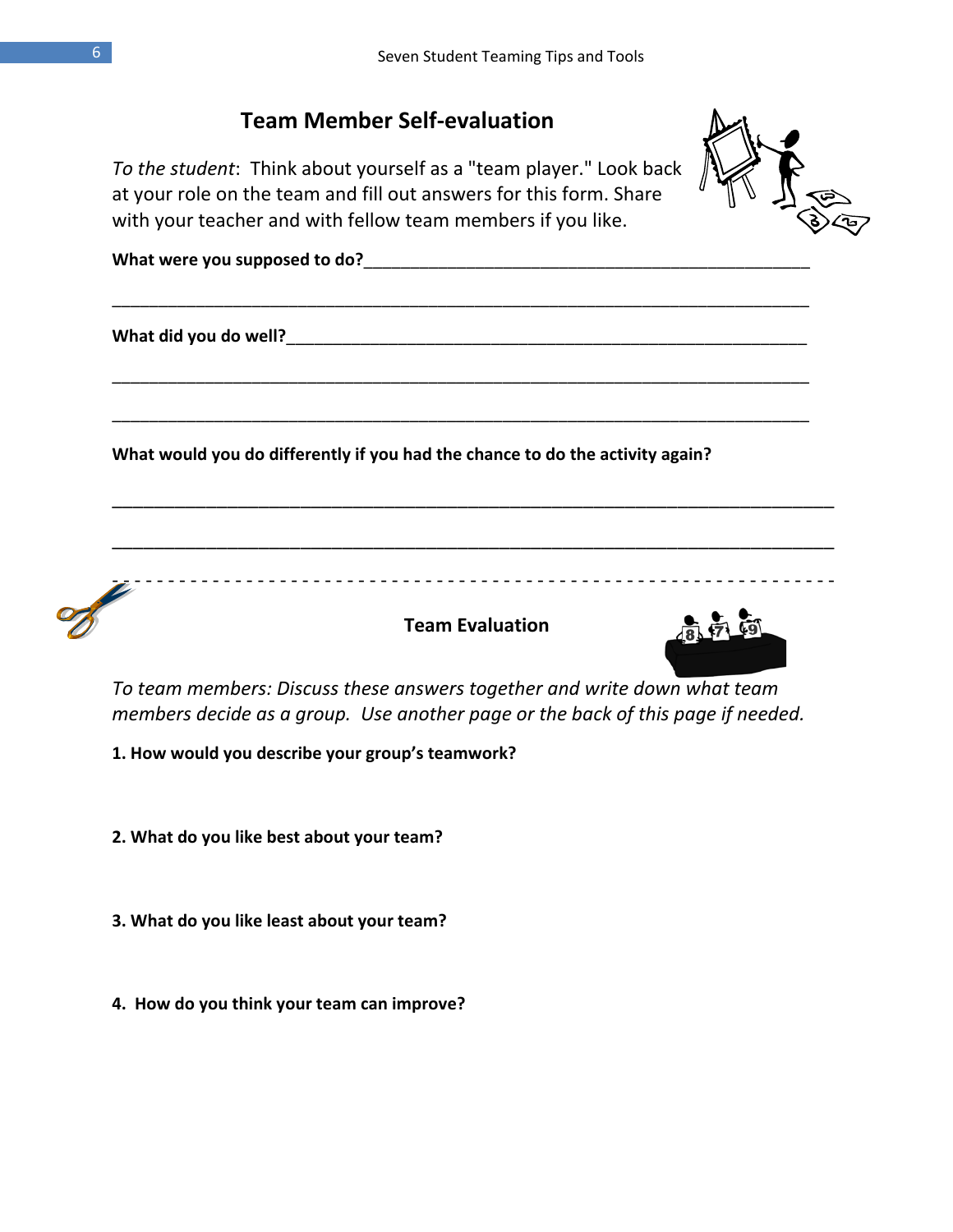## Team Member Self-evaluation

*To the student*: Think about yourself as a "team player." Look back at your role on the team and fill out answers for this form. Share with your teacher and with fellow team members if you like.

**What were you supposed to do?**\_\_\_\_\_\_\_\_\_\_\_\_\_\_\_\_\_\_\_\_\_\_\_\_\_\_\_\_\_\_\_\_\_\_\_\_\_\_\_\_\_\_\_\_\_\_\_\_

\_\_\_\_\_\_\_\_\_\_\_\_\_\_\_\_\_\_\_\_\_\_\_\_\_\_\_\_\_\_\_\_\_\_\_\_\_\_\_\_\_\_\_\_\_\_\_\_\_\_\_\_\_\_\_\_\_\_\_\_\_\_\_\_\_\_\_\_\_\_\_\_\_\_\_\_

**What did you do well?**\_\_\_\_\_\_\_\_\_\_\_\_\_\_\_\_\_\_\_\_\_\_\_\_\_\_\_\_\_\_\_\_\_\_\_\_\_\_\_\_\_\_\_\_\_\_\_\_\_\_\_\_\_\_\_\_

\_\_\_\_\_\_\_\_\_\_\_\_\_\_\_\_\_\_\_\_\_\_\_\_\_\_\_\_\_\_\_\_\_\_\_\_\_\_\_\_\_\_\_\_\_\_\_\_\_\_\_\_\_\_\_\_\_\_\_\_\_\_\_\_\_\_\_\_\_\_\_\_\_\_\_\_

\_\_\_\_\_\_\_\_\_\_\_\_\_\_\_\_\_\_\_\_\_\_\_\_\_\_\_\_\_\_\_\_\_\_\_\_\_\_\_\_\_\_\_\_\_\_\_\_\_\_\_\_\_\_\_\_\_\_\_\_\_\_\_\_\_\_\_\_\_\_\_\_\_\_\_\_

**What would you do differently if you had the chance to do the activity again?**

\_\_\_\_\_\_\_\_\_\_\_\_\_\_\_\_\_\_\_\_\_\_\_\_\_\_\_\_\_\_\_\_\_\_\_\_\_\_\_\_\_\_\_\_\_\_\_\_\_\_\_\_\_\_\_\_\_\_\_\_\_\_\_\_\_\_\_\_\_\_\_\_\_\_\_\_

\_\_\_\_\_\_\_\_\_\_\_\_\_\_\_\_\_\_\_\_\_\_\_\_\_\_\_\_\_\_\_\_\_\_\_\_\_\_\_\_\_\_\_\_\_\_\_\_\_\_\_\_\_\_\_\_\_\_\_\_\_\_\_\_\_\_\_\_\_\_\_\_\_\_\_\_

- - - - - - - - - - - - - - - - - - - - - - - - - - - - - - - - - - - - - - - - - - - - - - - - - - - - - - - - - - - - - - -

## Team Evaluation

*To team members: Discuss these answers together and write down what team members decide as a group. Use another page or the back of this page if needed.*

**1. How would you describe your group's teamwork?**

**2. What do you like best about your team?**

**3. What do you like least about your team?**

**4. How do you think your team can improve?**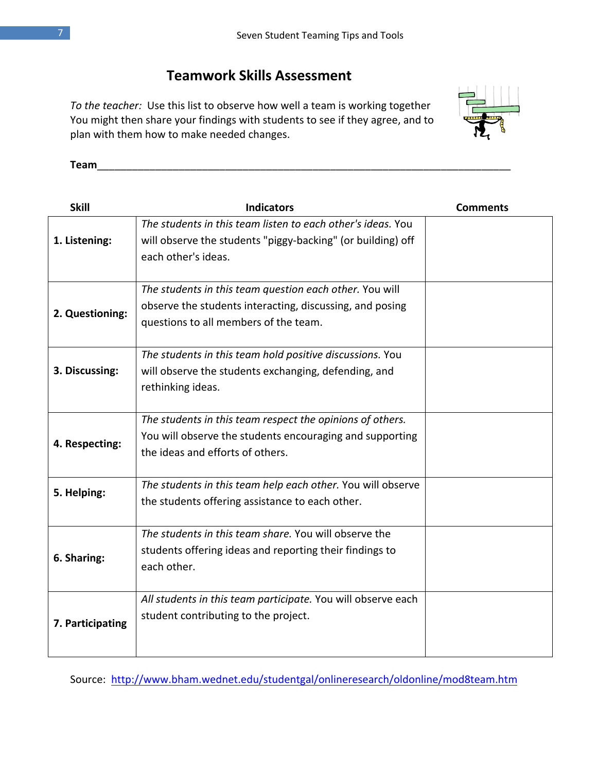## Teamwork Skills Assessment

*To the teacher:* Use this list to observe how well a team is working together You might then share your findings with students to see if they agree, and to plan with them how to make needed changes.

**Team**\_\_\_\_\_\_\_\_\_\_\_\_\_\_\_\_\_\_\_\_\_\_\_\_\_\_\_\_\_\_\_\_\_\_\_\_\_\_\_\_\_\_\_\_\_\_\_\_\_\_\_\_\_\_\_\_\_\_\_\_\_\_\_\_\_\_\_\_\_\_

| Skill | Indicators | Comments |
|---|---|---|
| **1. Listening:** | *The students in this team listen to each other's ideas.* You will observe the students "piggy-backing" (or building) off each other's ideas. | |
| **2. Questioning:** | *The students in this team question each other.* You will observe the students interacting, discussing, and posing questions to all members of the team. | |
| **3. Discussing:** | *The students in this team hold positive discussions.* You will observe the students exchanging, defending, and rethinking ideas. | |
| **4. Respecting:** | *The students in this team respect the opinions of others.* You will observe the students encouraging and supporting the ideas and efforts of others. | |
| **5. Helping:** | *The students in this team help each other.* You will observe the students offering assistance to each other. | |
| **6. Sharing:** | *The students in this team share.* You will observe the students offering ideas and reporting their findings to each other. | |
| **7. Participating** | *All students in this team participate.* You will observe each student contributing to the project. | |

Source: http://www.bham.wednet.edu/studentgal/onlineresearch/oldonline/mod8team.htm